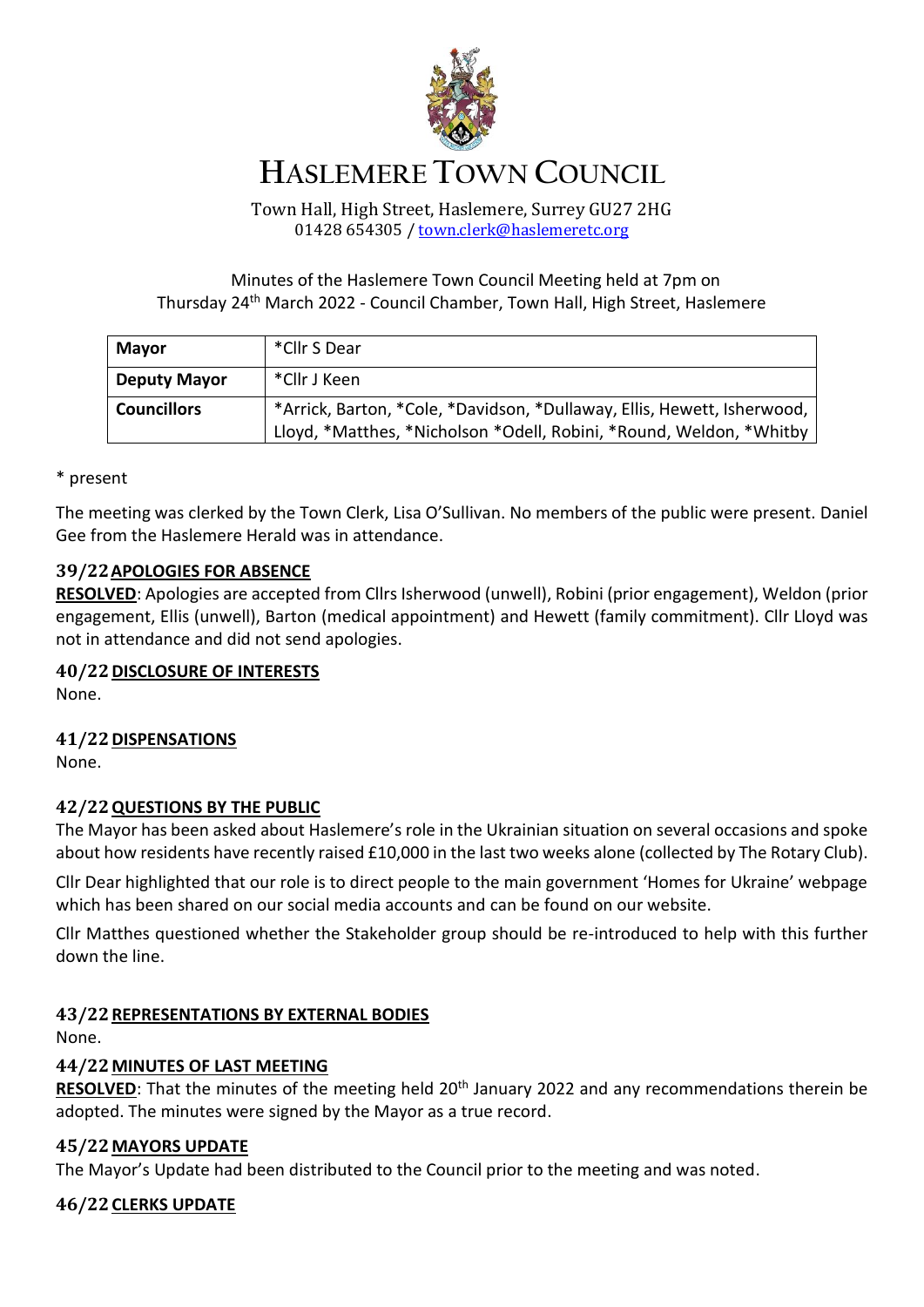# HASLEMERE TOWN COUNCIL

Town Hall, High Street, Haslemere, Surrey GU27 2HG
01428 654305 / town.clerk@haslemeretc.org

Minutes of the Haslemere Town Council Meeting held at 7pm on
Thursday 24th March 2022 - Council Chamber, Town Hall, High Street, Haslemere

| **Mayor** | *Cllr S Dear |
|---|---|
| **Deputy Mayor** | *Cllr J Keen |
| **Councillors** | *Arrick, Barton, *Cole, *Davidson, *Dullaway, Ellis, Hewett, Isherwood, Lloyd, *Matthes, *Nicholson *Odell, Robini, *Round, Weldon, *Whitby |

* present

The meeting was clerked by the Town Clerk, Lisa O'Sullivan. No members of the public were present. Daniel Gee from the Haslemere Herald was in attendance.

### 39/22 APOLOGIES FOR ABSENCE

**RESOLVED**: Apologies are accepted from Cllrs Isherwood (unwell), Robini (prior engagement), Weldon (prior engagement, Ellis (unwell), Barton (medical appointment) and Hewett (family commitment). Cllr Lloyd was not in attendance and did not send apologies.

### 40/22 DISCLOSURE OF INTERESTS

None.

### 41/22 DISPENSATIONS

None.

### 42/22 QUESTIONS BY THE PUBLIC

The Mayor has been asked about Haslemere's role in the Ukrainian situation on several occasions and spoke about how residents have recently raised £10,000 in the last two weeks alone (collected by The Rotary Club).

Cllr Dear highlighted that our role is to direct people to the main government 'Homes for Ukraine' webpage which has been shared on our social media accounts and can be found on our website.

Cllr Matthes questioned whether the Stakeholder group should be re-introduced to help with this further down the line.

### 43/22 REPRESENTATIONS BY EXTERNAL BODIES

None.

### 44/22 MINUTES OF LAST MEETING

**RESOLVED**: That the minutes of the meeting held 20th January 2022 and any recommendations therein be adopted. The minutes were signed by the Mayor as a true record.

### 45/22 MAYORS UPDATE

The Mayor's Update had been distributed to the Council prior to the meeting and was noted.

### 46/22 CLERKS UPDATE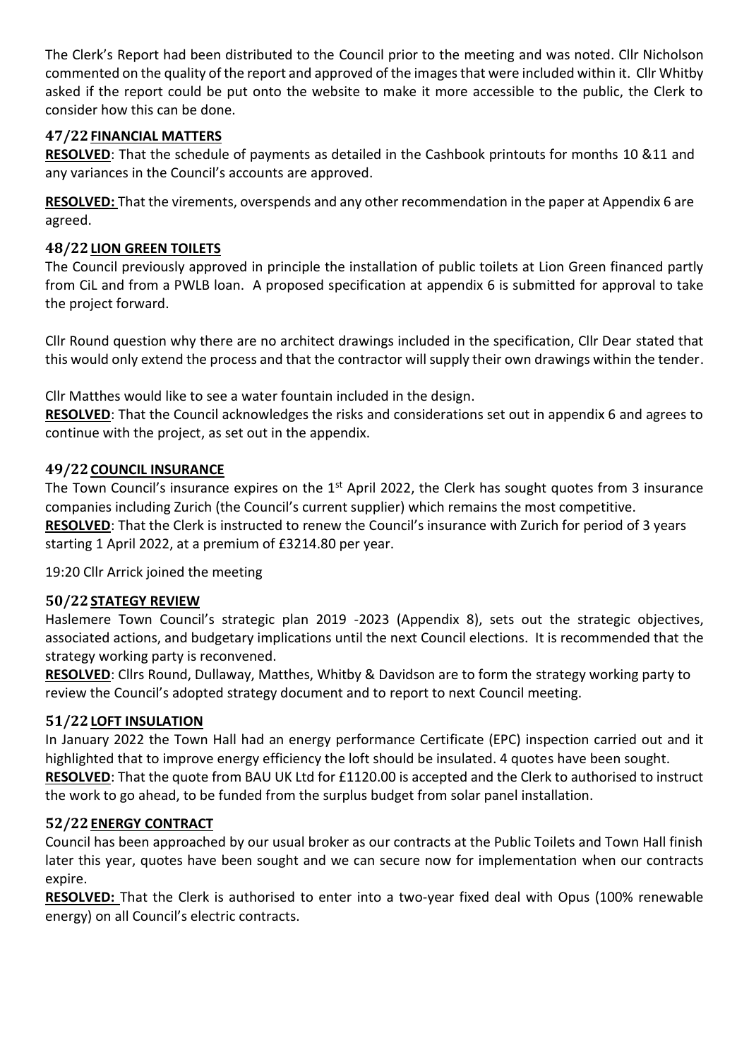The Clerk's Report had been distributed to the Council prior to the meeting and was noted. Cllr Nicholson commented on the quality of the report and approved of the images that were included within it. Cllr Whitby asked if the report could be put onto the website to make it more accessible to the public, the Clerk to consider how this can be done.

## 47/22 FINANCIAL MATTERS

**RESOLVED**: That the schedule of payments as detailed in the Cashbook printouts for months 10 &11 and any variances in the Council's accounts are approved.

**RESOLVED:** That the virements, overspends and any other recommendation in the paper at Appendix 6 are agreed.

## 48/22 LION GREEN TOILETS

The Council previously approved in principle the installation of public toilets at Lion Green financed partly from CiL and from a PWLB loan. A proposed specification at appendix 6 is submitted for approval to take the project forward.

Cllr Round question why there are no architect drawings included in the specification, Cllr Dear stated that this would only extend the process and that the contractor will supply their own drawings within the tender.

Cllr Matthes would like to see a water fountain included in the design.

**RESOLVED**: That the Council acknowledges the risks and considerations set out in appendix 6 and agrees to continue with the project, as set out in the appendix.

## 49/22 COUNCIL INSURANCE

The Town Council's insurance expires on the 1st April 2022, the Clerk has sought quotes from 3 insurance companies including Zurich (the Council's current supplier) which remains the most competitive.

**RESOLVED**: That the Clerk is instructed to renew the Council's insurance with Zurich for period of 3 years starting 1 April 2022, at a premium of £3214.80 per year.

19:20 Cllr Arrick joined the meeting

## 50/22 STATEGY REVIEW

Haslemere Town Council's strategic plan 2019 -2023 (Appendix 8), sets out the strategic objectives, associated actions, and budgetary implications until the next Council elections. It is recommended that the strategy working party is reconvened.

**RESOLVED**: Cllrs Round, Dullaway, Matthes, Whitby & Davidson are to form the strategy working party to review the Council's adopted strategy document and to report to next Council meeting.

## 51/22 LOFT INSULATION

In January 2022 the Town Hall had an energy performance Certificate (EPC) inspection carried out and it highlighted that to improve energy efficiency the loft should be insulated. 4 quotes have been sought.

**RESOLVED**: That the quote from BAU UK Ltd for £1120.00 is accepted and the Clerk to authorised to instruct the work to go ahead, to be funded from the surplus budget from solar panel installation.

## 52/22 ENERGY CONTRACT

Council has been approached by our usual broker as our contracts at the Public Toilets and Town Hall finish later this year, quotes have been sought and we can secure now for implementation when our contracts expire.

**RESOLVED:** That the Clerk is authorised to enter into a two-year fixed deal with Opus (100% renewable energy) on all Council's electric contracts.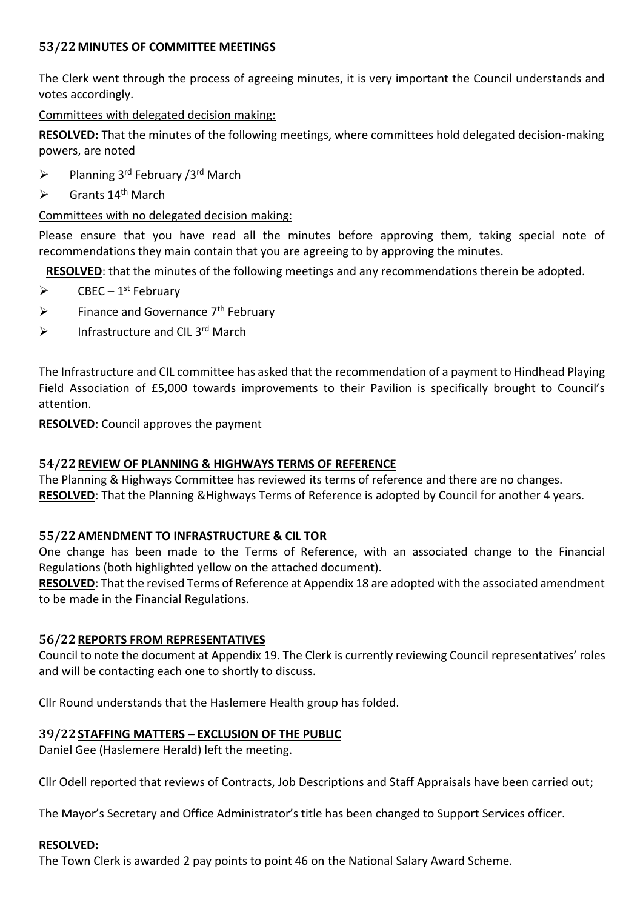## 53/22 MINUTES OF COMMITTEE MEETINGS

The Clerk went through the process of agreeing minutes, it is very important the Council understands and votes accordingly.

Committees with delegated decision making:

**RESOLVED:** That the minutes of the following meetings, where committees hold delegated decision-making powers, are noted

- ➢ Planning 3rd February /3rd March
- ➢ Grants 14th March

Committees with no delegated decision making:

Please ensure that you have read all the minutes before approving them, taking special note of recommendations they main contain that you are agreeing to by approving the minutes.

**RESOLVED**: that the minutes of the following meetings and any recommendations therein be adopted.

- ➢ CBEC – 1st February
- ➢ Finance and Governance 7th February
- ➢ Infrastructure and CIL 3rd March

The Infrastructure and CIL committee has asked that the recommendation of a payment to Hindhead Playing Field Association of £5,000 towards improvements to their Pavilion is specifically brought to Council's attention.

**RESOLVED**: Council approves the payment

## 54/22 REVIEW OF PLANNING & HIGHWAYS TERMS OF REFERENCE

The Planning & Highways Committee has reviewed its terms of reference and there are no changes.
**RESOLVED**: That the Planning &Highways Terms of Reference is adopted by Council for another 4 years.

## 55/22 AMENDMENT TO INFRASTRUCTURE & CIL TOR

One change has been made to the Terms of Reference, with an associated change to the Financial Regulations (both highlighted yellow on the attached document).
**RESOLVED**: That the revised Terms of Reference at Appendix 18 are adopted with the associated amendment to be made in the Financial Regulations.

## 56/22 REPORTS FROM REPRESENTATIVES

Council to note the document at Appendix 19. The Clerk is currently reviewing Council representatives' roles and will be contacting each one to shortly to discuss.

Cllr Round understands that the Haslemere Health group has folded.

## 39/22 STAFFING MATTERS – EXCLUSION OF THE PUBLIC

Daniel Gee (Haslemere Herald) left the meeting.

Cllr Odell reported that reviews of Contracts, Job Descriptions and Staff Appraisals have been carried out;

The Mayor's Secretary and Office Administrator's title has been changed to Support Services officer.

**RESOLVED:**
The Town Clerk is awarded 2 pay points to point 46 on the National Salary Award Scheme.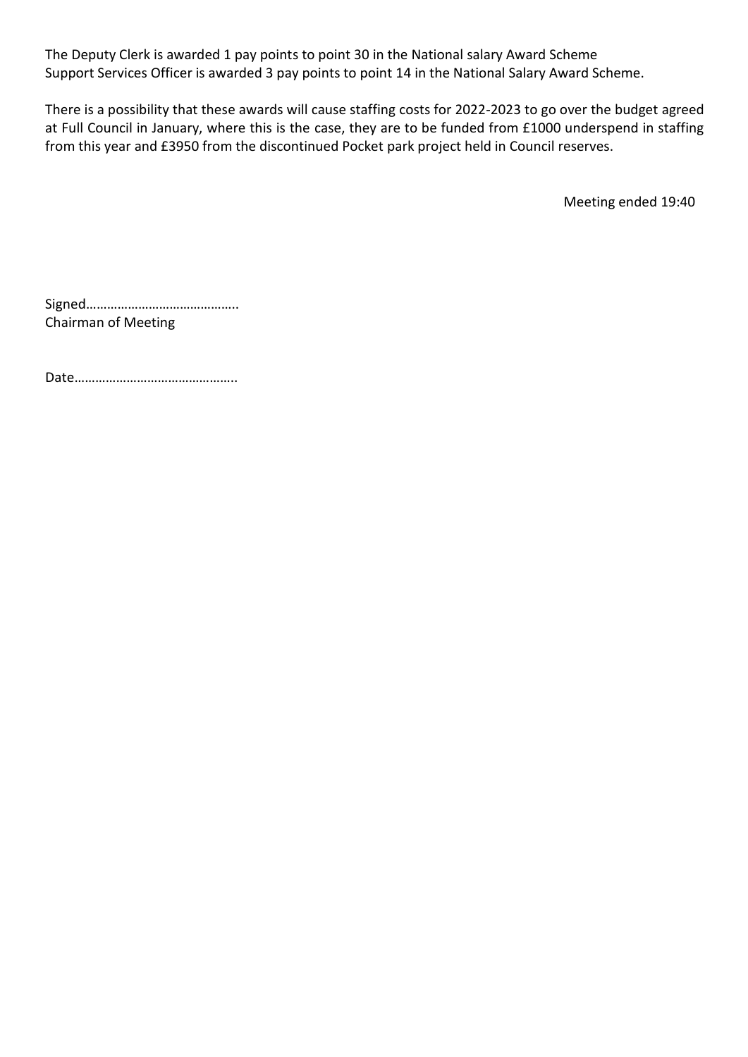The Deputy Clerk is awarded 1 pay points to point 30 in the National salary Award Scheme
Support Services Officer is awarded 3 pay points to point 14 in the National Salary Award Scheme.

There is a possibility that these awards will cause staffing costs for 2022-2023 to go over the budget agreed at Full Council in January, where this is the case, they are to be funded from £1000 underspend in staffing from this year and £3950 from the discontinued Pocket park project held in Council reserves.

Meeting ended 19:40

Signed……………………………………..
Chairman of Meeting

Date………………………………………..